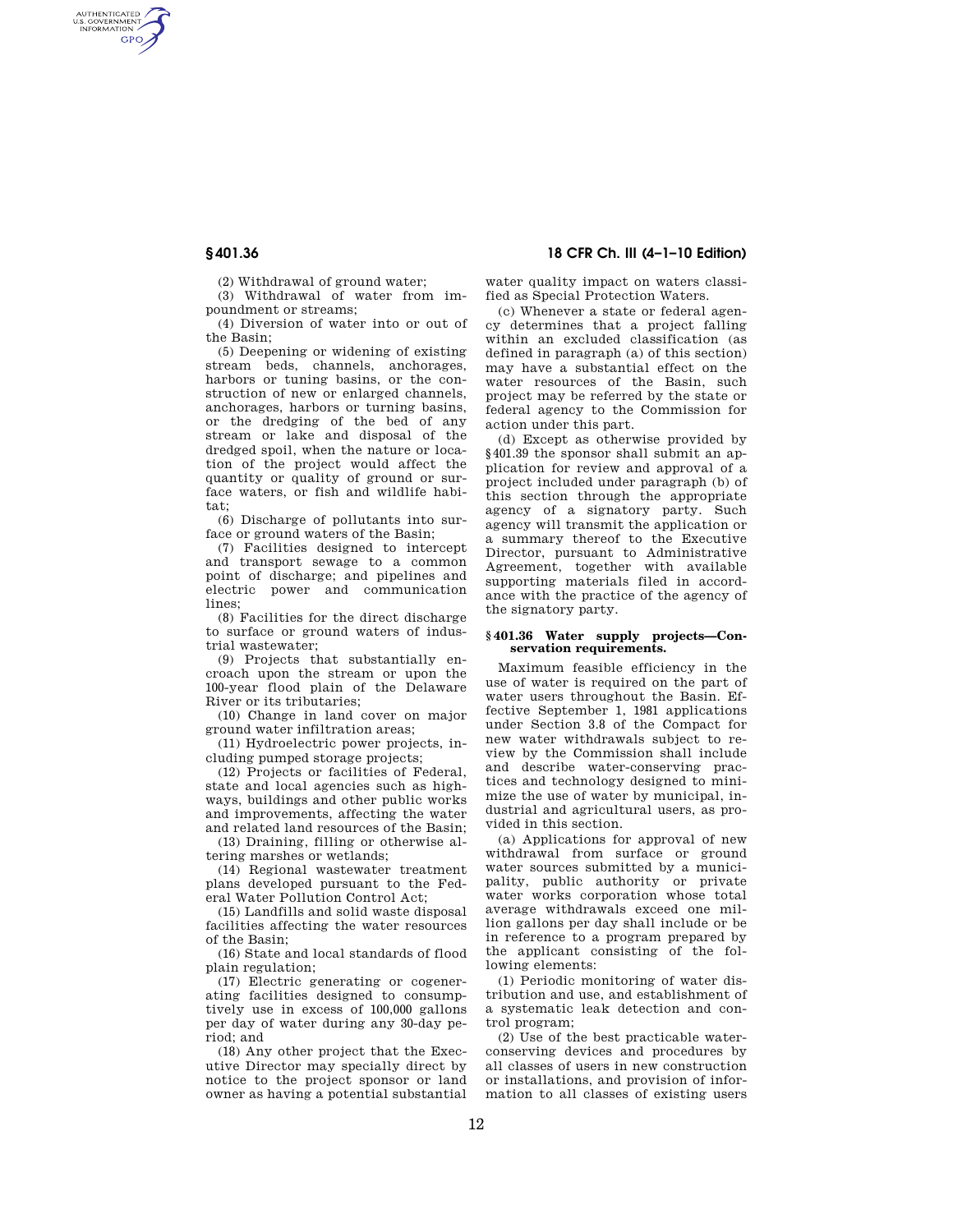(2) Withdrawal of ground water;

(3) Withdrawal of water from impoundment or streams;

(4) Diversion of water into or out of the Basin;

(5) Deepening or widening of existing stream beds, channels, anchorages, harbors or tuning basins, or the construction of new or enlarged channels, anchorages, harbors or turning basins, or the dredging of the bed of any stream or lake and disposal of the dredged spoil, when the nature or location of the project would affect the quantity or quality of ground or surface waters, or fish and wildlife habitat;

(6) Discharge of pollutants into surface or ground waters of the Basin;

(7) Facilities designed to intercept and transport sewage to a common point of discharge; and pipelines and electric power and communication lines;

(8) Facilities for the direct discharge to surface or ground waters of industrial wastewater;

(9) Projects that substantially encroach upon the stream or upon the 100-year flood plain of the Delaware River or its tributaries;

(10) Change in land cover on major ground water infiltration areas;

(11) Hydroelectric power projects, including pumped storage projects;

(12) Projects or facilities of Federal, state and local agencies such as highways, buildings and other public works and improvements, affecting the water and related land resources of the Basin;

(13) Draining, filling or otherwise altering marshes or wetlands;

(14) Regional wastewater treatment plans developed pursuant to the Federal Water Pollution Control Act;

(15) Landfills and solid waste disposal facilities affecting the water resources of the Basin;

(16) State and local standards of flood plain regulation;

(17) Electric generating or cogenerating facilities designed to consumptively use in excess of 100,000 gallons per day of water during any 30-day period; and

(18) Any other project that the Executive Director may specially direct by notice to the project sponsor or land owner as having a potential substantial water quality impact on waters classified as Special Protection Waters.

(c) Whenever a state or federal agency determines that a project falling within an excluded classification (as defined in paragraph (a) of this section) may have a substantial effect on the water resources of the Basin, such project may be referred by the state or federal agency to the Commission for action under this part.

(d) Except as otherwise provided by §401.39 the sponsor shall submit an application for review and approval of a project included under paragraph (b) of this section through the appropriate agency of a signatory party. Such agency will transmit the application or a summary thereof to the Executive Director, pursuant to Administrative Agreement, together with available supporting materials filed in accordance with the practice of the agency of the signatory party.

### §401.36 Water supply projects—Conservation requirements.

Maximum feasible efficiency in the use of water is required on the part of water users throughout the Basin. Effective September 1, 1981 applications under Section 3.8 of the Compact for new water withdrawals subject to review by the Commission shall include and describe water-conserving practices and technology designed to minimize the use of water by municipal, industrial and agricultural users, as provided in this section.

(a) Applications for approval of new withdrawal from surface or ground water sources submitted by a municipality, public authority or private water works corporation whose total average withdrawals exceed one million gallons per day shall include or be in reference to a program prepared by the applicant consisting of the following elements:

(1) Periodic monitoring of water distribution and use, and establishment of a systematic leak detection and control program;

(2) Use of the best practicable water-conserving devices and procedures by all classes of users in new construction or installations, and provision of information to all classes of existing users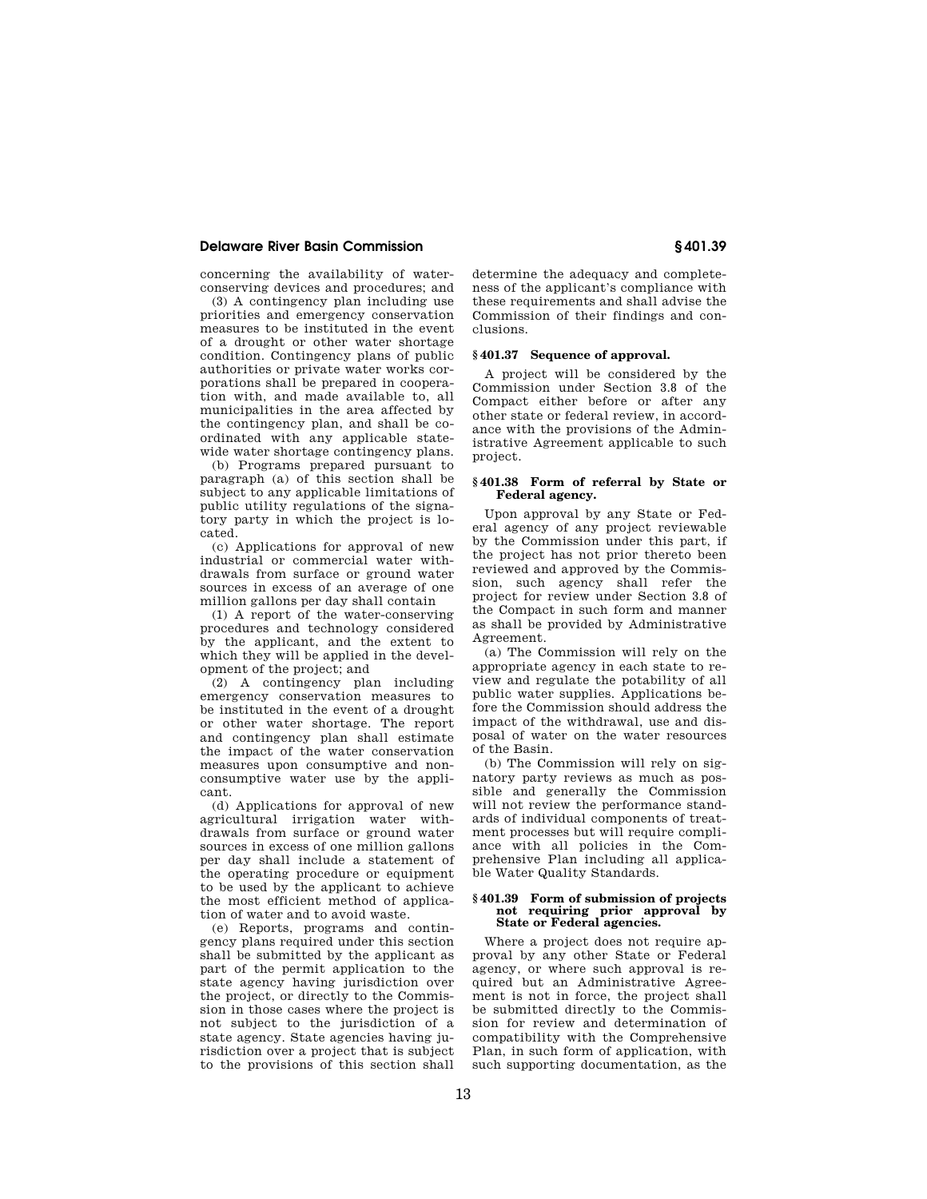concerning the availability of water-conserving devices and procedures; and

(3) A contingency plan including use priorities and emergency conservation measures to be instituted in the event of a drought or other water shortage condition. Contingency plans of public authorities or private water works corporations shall be prepared in cooperation with, and made available to, all municipalities in the area affected by the contingency plan, and shall be coordinated with any applicable statewide water shortage contingency plans.

(b) Programs prepared pursuant to paragraph (a) of this section shall be subject to any applicable limitations of public utility regulations of the signatory party in which the project is located.

(c) Applications for approval of new industrial or commercial water withdrawals from surface or ground water sources in excess of an average of one million gallons per day shall contain

(1) A report of the water-conserving procedures and technology considered by the applicant, and the extent to which they will be applied in the development of the project; and

(2) A contingency plan including emergency conservation measures to be instituted in the event of a drought or other water shortage. The report and contingency plan shall estimate the impact of the water conservation measures upon consumptive and nonconsumptive water use by the applicant.

(d) Applications for approval of new agricultural irrigation water withdrawals from surface or ground water sources in excess of one million gallons per day shall include a statement of the operating procedure or equipment to be used by the applicant to achieve the most efficient method of application of water and to avoid waste.

(e) Reports, programs and contingency plans required under this section shall be submitted by the applicant as part of the permit application to the state agency having jurisdiction over the project, or directly to the Commission in those cases where the project is not subject to the jurisdiction of a state agency. State agencies having jurisdiction over a project that is subject to the provisions of this section shall determine the adequacy and completeness of the applicant's compliance with these requirements and shall advise the Commission of their findings and conclusions.

### § 401.37 Sequence of approval.

A project will be considered by the Commission under Section 3.8 of the Compact either before or after any other state or federal review, in accordance with the provisions of the Administrative Agreement applicable to such project.

### § 401.38 Form of referral by State or Federal agency.

Upon approval by any State or Federal agency of any project reviewable by the Commission under this part, if the project has not prior thereto been reviewed and approved by the Commission, such agency shall refer the project for review under Section 3.8 of the Compact in such form and manner as shall be provided by Administrative Agreement.

(a) The Commission will rely on the appropriate agency in each state to review and regulate the potability of all public water supplies. Applications before the Commission should address the impact of the withdrawal, use and disposal of water on the water resources of the Basin.

(b) The Commission will rely on signatory party reviews as much as possible and generally the Commission will not review the performance standards of individual components of treatment processes but will require compliance with all policies in the Comprehensive Plan including all applicable Water Quality Standards.

### § 401.39 Form of submission of projects not requiring prior approval by State or Federal agencies.

Where a project does not require approval by any other State or Federal agency, or where such approval is required but an Administrative Agreement is not in force, the project shall be submitted directly to the Commission for review and determination of compatibility with the Comprehensive Plan, in such form of application, with such supporting documentation, as the